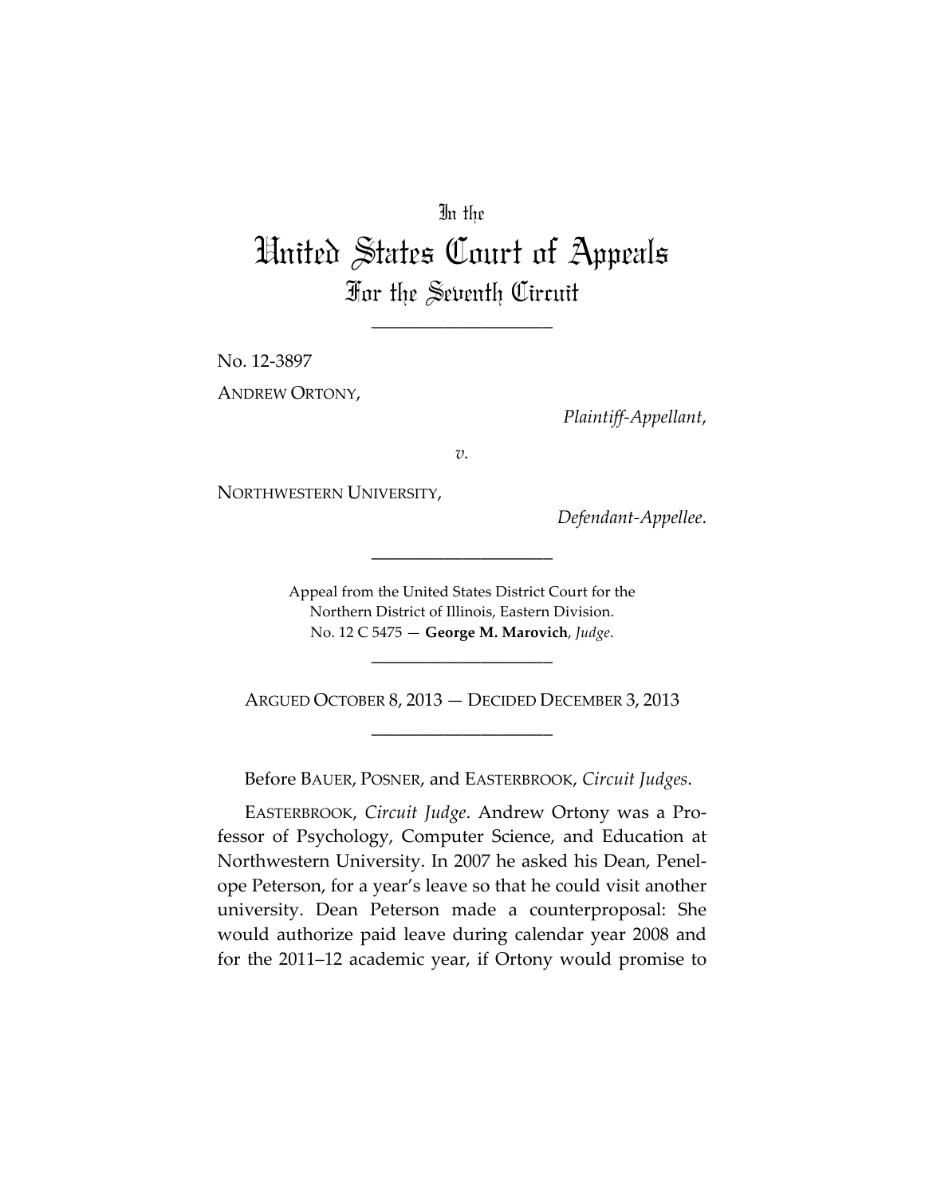In the

# United States Court of Appeals

For the Seventh Circuit

____________________

No. 12-3897

ANDREW ORTONY,

*Plaintiff-Appellant*,

*v.*

NORTHWESTERN UNIVERSITY,

*Defendant-Appellee*.

____________________

Appeal from the United States District Court for the Northern District of Illinois, Eastern Division.
No. 12 C 5475 — **George M. Marovich**, *Judge*.

____________________

ARGUED OCTOBER 8, 2013 — DECIDED DECEMBER 3, 2013

____________________

Before BAUER, POSNER, and EASTERBROOK, *Circuit Judges*.

EASTERBROOK, *Circuit Judge*. Andrew Ortony was a Professor of Psychology, Computer Science, and Education at Northwestern University. In 2007 he asked his Dean, Penelope Peterson, for a year's leave so that he could visit another university. Dean Peterson made a counterproposal: She would authorize paid leave during calendar year 2008 and for the 2011–12 academic year, if Ortony would promise to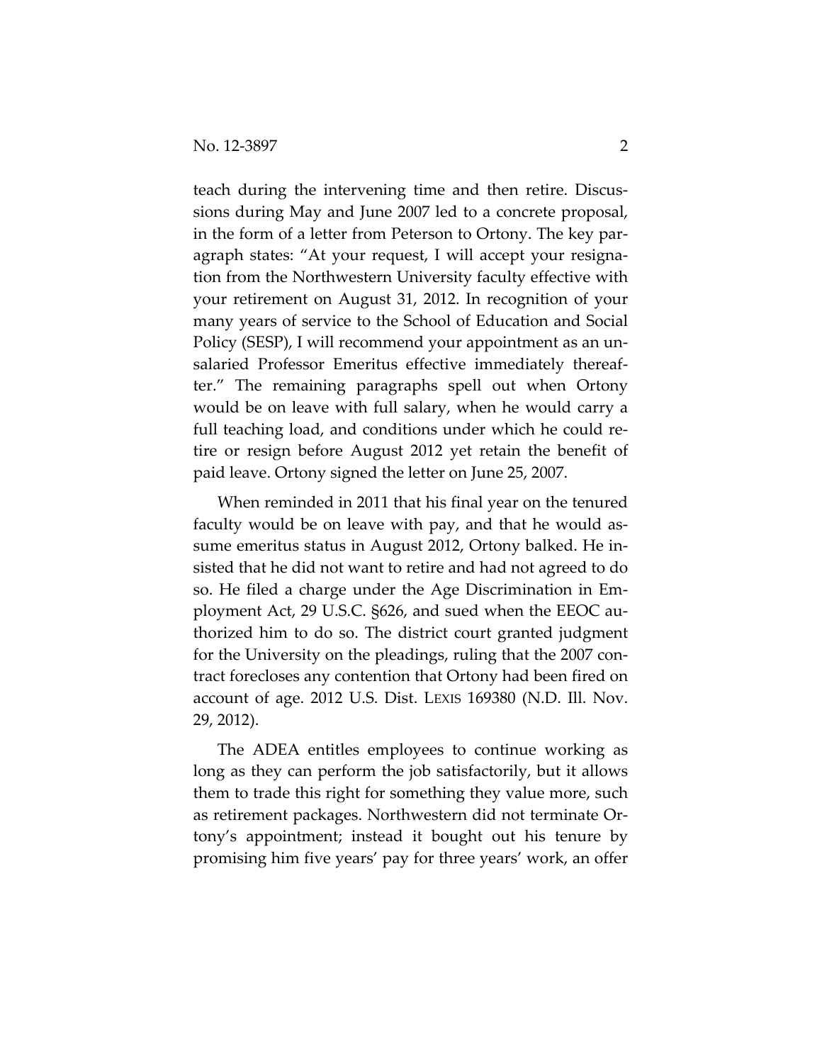teach during the intervening time and then retire. Discussions during May and June 2007 led to a concrete proposal, in the form of a letter from Peterson to Ortony. The key paragraph states: "At your request, I will accept your resignation from the Northwestern University faculty effective with your retirement on August 31, 2012. In recognition of your many years of service to the School of Education and Social Policy (SESP), I will recommend your appointment as an unsalaried Professor Emeritus effective immediately thereafter." The remaining paragraphs spell out when Ortony would be on leave with full salary, when he would carry a full teaching load, and conditions under which he could retire or resign before August 2012 yet retain the benefit of paid leave. Ortony signed the letter on June 25, 2007.

When reminded in 2011 that his final year on the tenured faculty would be on leave with pay, and that he would assume emeritus status in August 2012, Ortony balked. He insisted that he did not want to retire and had not agreed to do so. He filed a charge under the Age Discrimination in Employment Act, 29 U.S.C. §626, and sued when the EEOC authorized him to do so. The district court granted judgment for the University on the pleadings, ruling that the 2007 contract forecloses any contention that Ortony had been fired on account of age. 2012 U.S. Dist. LEXIS 169380 (N.D. Ill. Nov. 29, 2012).

The ADEA entitles employees to continue working as long as they can perform the job satisfactorily, but it allows them to trade this right for something they value more, such as retirement packages. Northwestern did not terminate Ortony's appointment; instead it bought out his tenure by promising him five years' pay for three years' work, an offer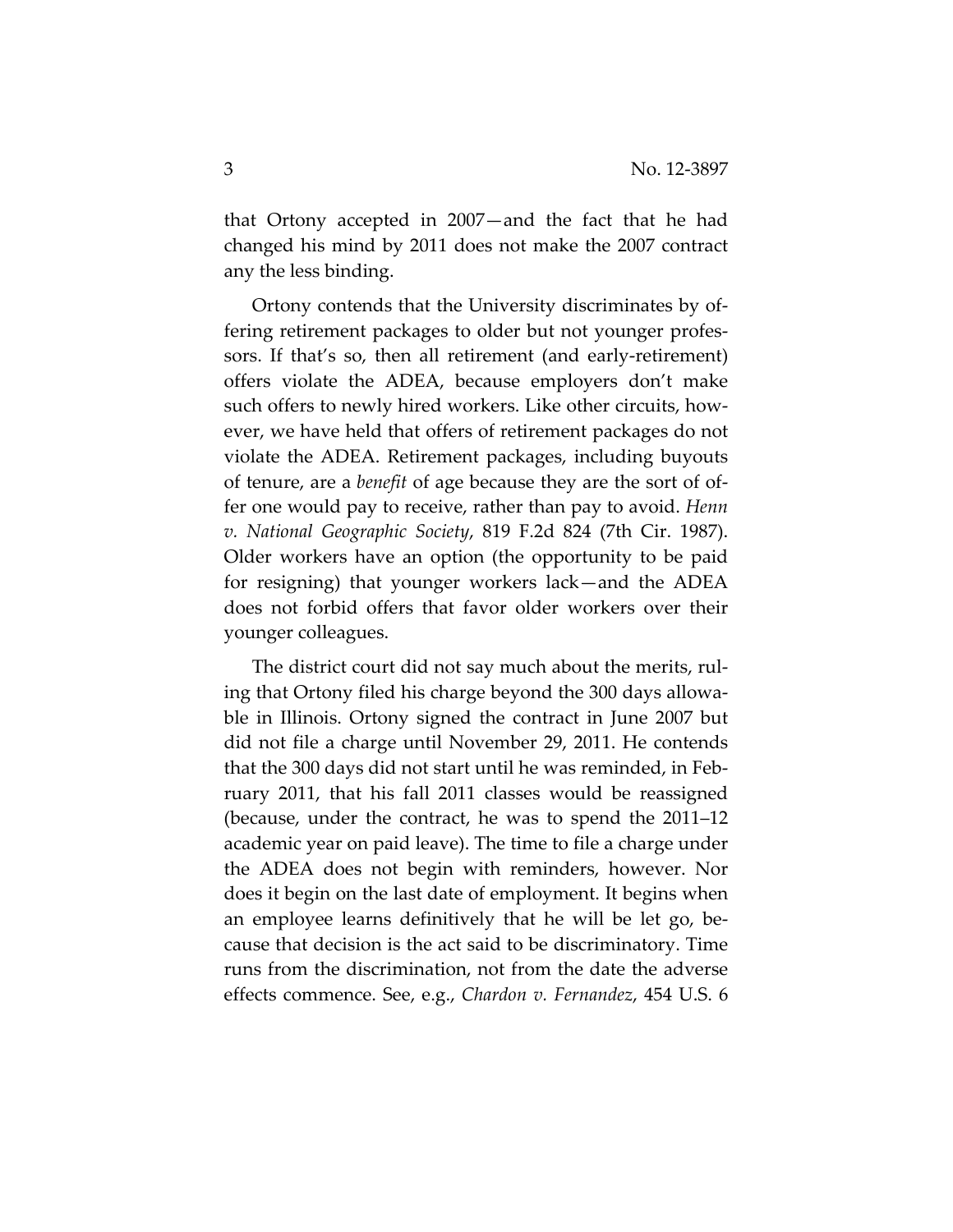that Ortony accepted in 2007—and the fact that he had changed his mind by 2011 does not make the 2007 contract any the less binding.

Ortony contends that the University discriminates by offering retirement packages to older but not younger professors. If that's so, then all retirement (and early-retirement) offers violate the ADEA, because employers don't make such offers to newly hired workers. Like other circuits, however, we have held that offers of retirement packages do not violate the ADEA. Retirement packages, including buyouts of tenure, are a *benefit* of age because they are the sort of offer one would pay to receive, rather than pay to avoid. *Henn v. National Geographic Society*, 819 F.2d 824 (7th Cir. 1987). Older workers have an option (the opportunity to be paid for resigning) that younger workers lack—and the ADEA does not forbid offers that favor older workers over their younger colleagues.

The district court did not say much about the merits, ruling that Ortony filed his charge beyond the 300 days allowable in Illinois. Ortony signed the contract in June 2007 but did not file a charge until November 29, 2011. He contends that the 300 days did not start until he was reminded, in February 2011, that his fall 2011 classes would be reassigned (because, under the contract, he was to spend the 2011–12 academic year on paid leave). The time to file a charge under the ADEA does not begin with reminders, however. Nor does it begin on the last date of employment. It begins when an employee learns definitively that he will be let go, because that decision is the act said to be discriminatory. Time runs from the discrimination, not from the date the adverse effects commence. See, e.g., *Chardon v. Fernandez*, 454 U.S. 6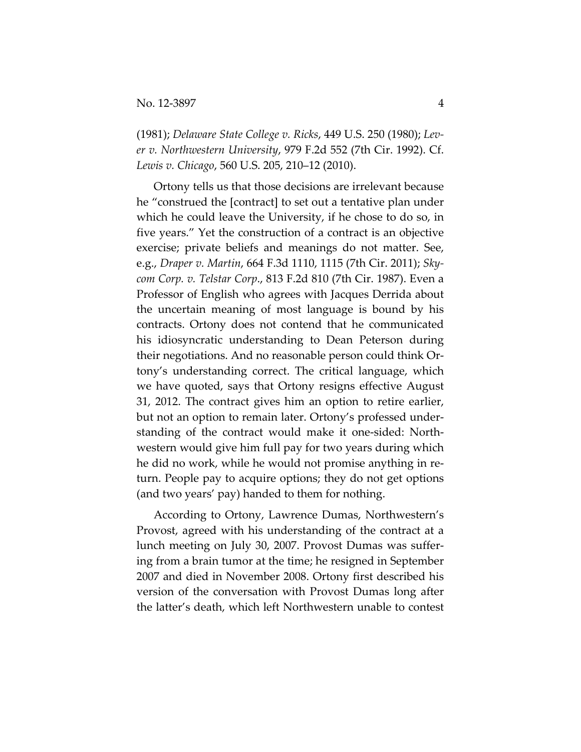(1981); *Delaware State College v. Ricks*, 449 U.S. 250 (1980); *Lever v. Northwestern University*, 979 F.2d 552 (7th Cir. 1992). Cf. *Lewis v. Chicago*, 560 U.S. 205, 210–12 (2010).

Ortony tells us that those decisions are irrelevant because he "construed the [contract] to set out a tentative plan under which he could leave the University, if he chose to do so, in five years." Yet the construction of a contract is an objective exercise; private beliefs and meanings do not matter. See, e.g., *Draper v. Martin*, 664 F.3d 1110, 1115 (7th Cir. 2011); *Skycom Corp. v. Telstar Corp*., 813 F.2d 810 (7th Cir. 1987). Even a Professor of English who agrees with Jacques Derrida about the uncertain meaning of most language is bound by his contracts. Ortony does not contend that he communicated his idiosyncratic understanding to Dean Peterson during their negotiations. And no reasonable person could think Ortony's understanding correct. The critical language, which we have quoted, says that Ortony resigns effective August 31, 2012. The contract gives him an option to retire earlier, but not an option to remain later. Ortony's professed understanding of the contract would make it one-sided: Northwestern would give him full pay for two years during which he did no work, while he would not promise anything in return. People pay to acquire options; they do not get options (and two years' pay) handed to them for nothing.

According to Ortony, Lawrence Dumas, Northwestern's Provost, agreed with his understanding of the contract at a lunch meeting on July 30, 2007. Provost Dumas was suffering from a brain tumor at the time; he resigned in September 2007 and died in November 2008. Ortony first described his version of the conversation with Provost Dumas long after the latter's death, which left Northwestern unable to contest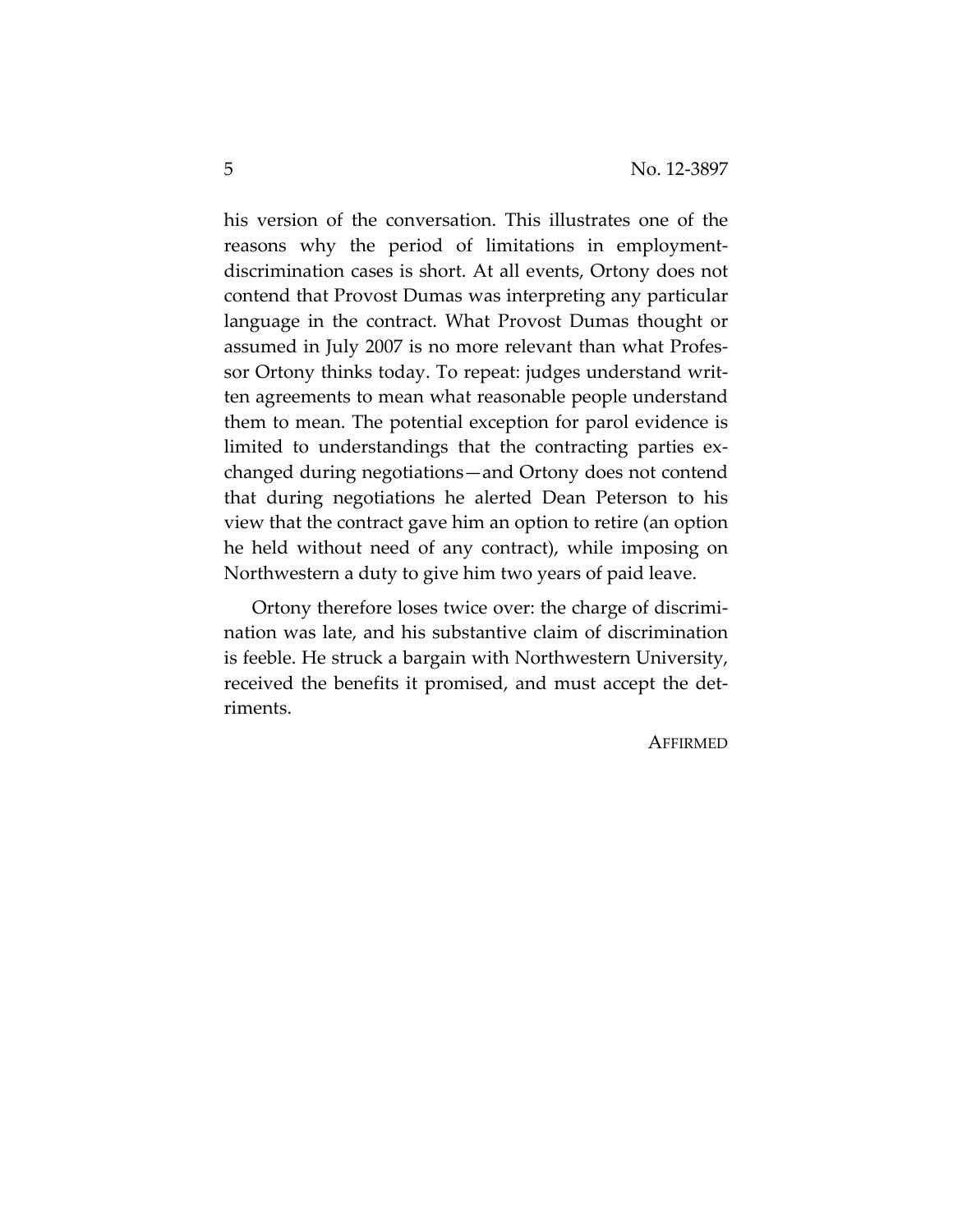his version of the conversation. This illustrates one of the reasons why the period of limitations in employment-discrimination cases is short. At all events, Ortony does not contend that Provost Dumas was interpreting any particular language in the contract. What Provost Dumas thought or assumed in July 2007 is no more relevant than what Professor Ortony thinks today. To repeat: judges understand written agreements to mean what reasonable people understand them to mean. The potential exception for parol evidence is limited to understandings that the contracting parties exchanged during negotiations—and Ortony does not contend that during negotiations he alerted Dean Peterson to his view that the contract gave him an option to retire (an option he held without need of any contract), while imposing on Northwestern a duty to give him two years of paid leave.

Ortony therefore loses twice over: the charge of discrimination was late, and his substantive claim of discrimination is feeble. He struck a bargain with Northwestern University, received the benefits it promised, and must accept the detriments.

AFFIRMED